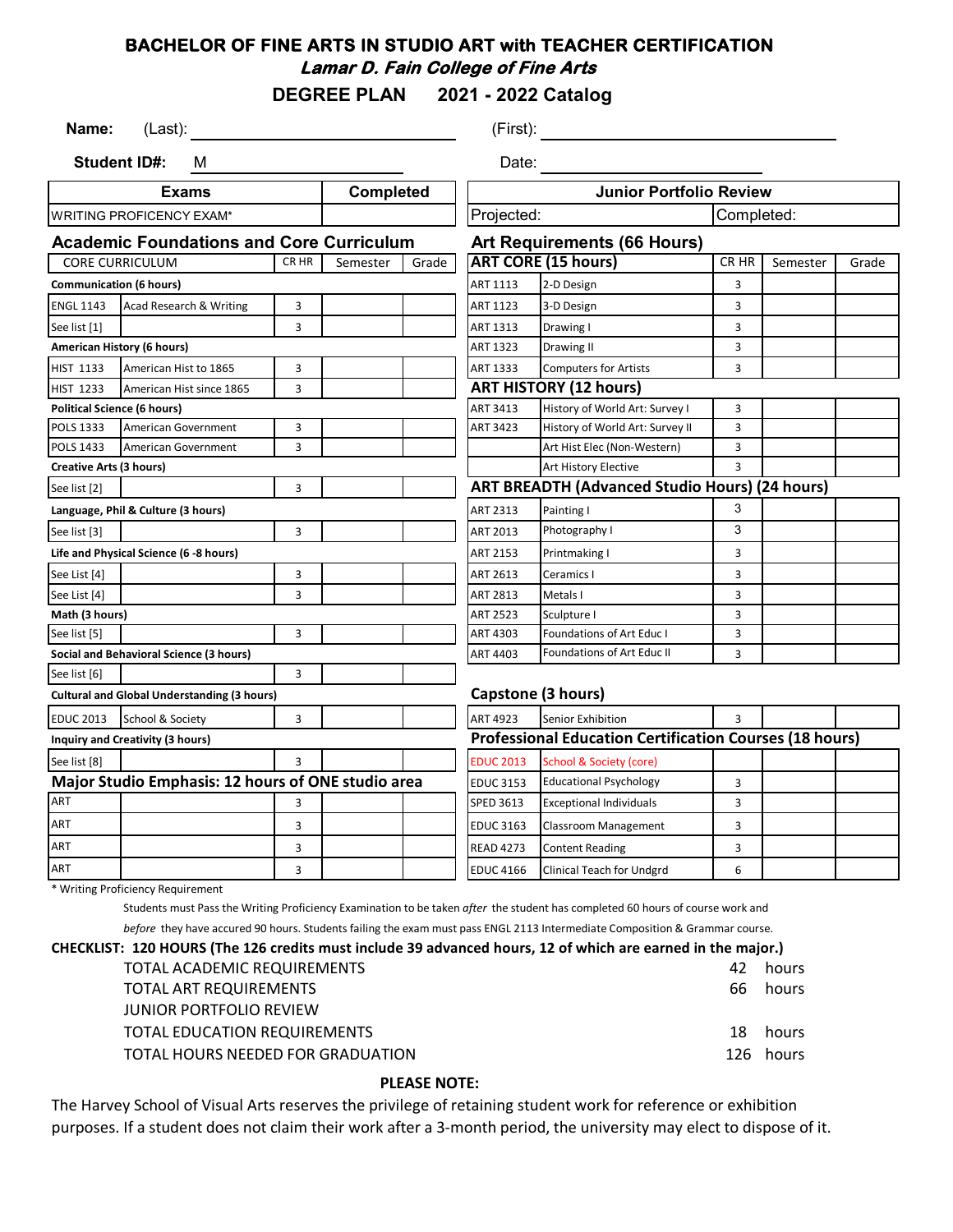# BACHELOR OF FINE ARTS IN STUDIO ART with TEACHER CERTIFICATION

***Lamar D. Fain College of Fine Arts***

## DEGREE PLAN 2021 - 2022 Catalog

**Name:** (Last): ____________________ (First): ____________________

**Student ID#:** M ____________________ Date: ____________________

| Exams | Completed |
|---|---|
| WRITING PROFICENCY EXAM* | |

| Junior Portfolio Review | |
|---|---|
| Projected: | Completed: |

### Academic Foundations and Core Curriculum

| CORE CURRICULUM | | CR HR | Semester | Grade |
|---|---|---|---|---|
| **Communication (6 hours)** | | | | |
| ENGL 1143 | Acad Research & Writing | 3 | | |
| See list [1] | | 3 | | |
| **American History (6 hours)** | | | | |
| HIST 1133 | American Hist to 1865 | 3 | | |
| HIST 1233 | American Hist since 1865 | 3 | | |
| **Political Science (6 hours)** | | | | |
| POLS 1333 | American Government | 3 | | |
| POLS 1433 | American Government | 3 | | |
| **Creative Arts (3 hours)** | | | | |
| See list [2] | | 3 | | |
| **Language, Phil & Culture (3 hours)** | | | | |
| See list [3] | | 3 | | |
| **Life and Physical Science (6 -8 hours)** | | | | |
| See List [4] | | 3 | | |
| See List [4] | | 3 | | |
| **Math (3 hours)** | | | | |
| See list [5] | | 3 | | |
| **Social and Behavioral Science (3 hours)** | | | | |
| See list [6] | | 3 | | |
| **Cultural and Global Understanding (3 hours)** | | | | |
| EDUC 2013 | School & Society | 3 | | |
| **Inquiry and Creativity (3 hours)** | | | | |
| See list [8] | | 3 | | |

### Major Studio Emphasis: 12 hours of ONE studio area

| | | CR HR | Semester | Grade |
|---|---|---|---|---|
| ART | | 3 | | |
| ART | | 3 | | |
| ART | | 3 | | |
| ART | | 3 | | |

### Art Requirements (66 Hours)

| **ART CORE (15 hours)** | | CR HR | Semester | Grade |
|---|---|---|---|---|
| ART 1113 | 2-D Design | 3 | | |
| ART 1123 | 3-D Design | 3 | | |
| ART 1313 | Drawing I | 3 | | |
| ART 1323 | Drawing II | 3 | | |
| ART 1333 | Computers for Artists | 3 | | |
| **ART HISTORY (12 hours)** | | | | |
| ART 3413 | History of World Art: Survey I | 3 | | |
| ART 3423 | History of World Art: Survey II | 3 | | |
| | Art Hist Elec (Non-Western) | 3 | | |
| | Art History Elective | 3 | | |
| **ART BREADTH (Advanced Studio Hours) (24 hours)** | | | | |
| ART 2313 | Painting I | 3 | | |
| ART 2013 | Photography I | 3 | | |
| ART 2153 | Printmaking I | 3 | | |
| ART 2613 | Ceramics I | 3 | | |
| ART 2813 | Metals I | 3 | | |
| ART 2523 | Sculpture I | 3 | | |
| ART 4303 | Foundations of Art Educ I | 3 | | |
| ART 4403 | Foundations of Art Educ II | 3 | | |

### Capstone (3 hours)

| | | CR HR | Semester | Grade |
|---|---|---|---|---|
| ART 4923 | Senior Exhibition | 3 | | |

### Professional Education Certification Courses (18 hours)

| | | CR HR | Semester | Grade |
|---|---|---|---|---|
| EDUC 2013 | School & Society (core) | | | |
| EDUC 3153 | Educational Psychology | 3 | | |
| SPED 3613 | Exceptional Individuals | 3 | | |
| EDUC 3163 | Classroom Management | 3 | | |
| READ 4273 | Content Reading | 3 | | |
| EDUC 4166 | Clinical Teach for Undgrd | 6 | | |

\* Writing Proficiency Requirement

Students must Pass the Writing Proficiency Examination to be taken *after* the student has completed 60 hours of course work and *before* they have accured 90 hours. Students failing the exam must pass ENGL 2113 Intermediate Composition & Grammar course.

**CHECKLIST: 120 HOURS (The 126 credits must include 39 advanced hours, 12 of which are earned in the major.)**

| | | |
|---|---|---|
| TOTAL ACADEMIC REQUIREMENTS | 42 | hours |
| TOTAL ART REQUIREMENTS | 66 | hours |
| JUNIOR PORTFOLIO REVIEW | | |
| TOTAL EDUCATION REQUIREMENTS | 18 | hours |
| TOTAL HOURS NEEDED FOR GRADUATION | 126 | hours |

**PLEASE NOTE:**

The Harvey School of Visual Arts reserves the privilege of retaining student work for reference or exhibition purposes. If a student does not claim their work after a 3-month period, the university may elect to dispose of it.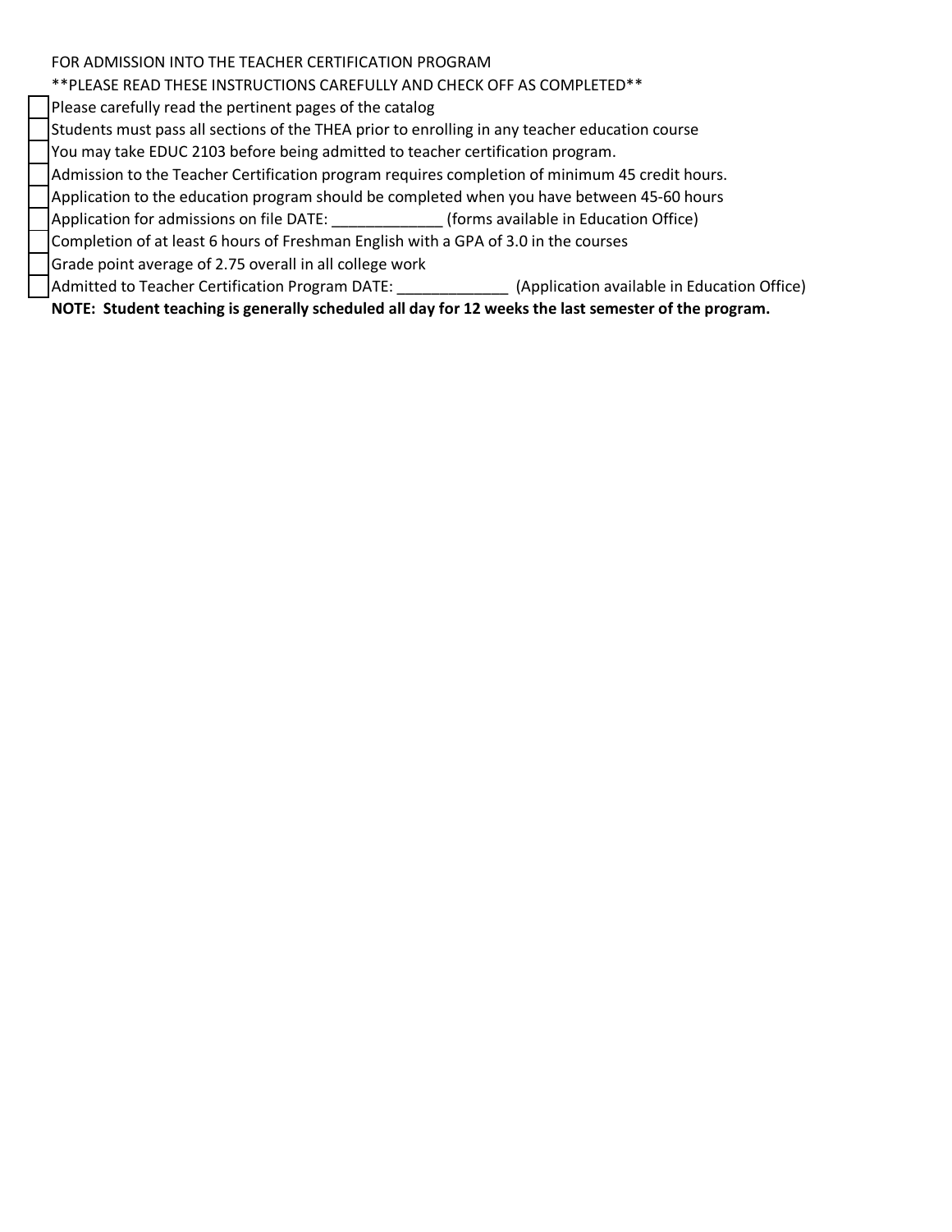FOR ADMISSION INTO THE TEACHER CERTIFICATION PROGRAM

**PLEASE READ THESE INSTRUCTIONS CAREFULLY AND CHECK OFF AS COMPLETED**

- [ ] Please carefully read the pertinent pages of the catalog
- [ ] Students must pass all sections of the THEA prior to enrolling in any teacher education course
- [ ] You may take EDUC 2103 before being admitted to teacher certification program.
- [ ] Admission to the Teacher Certification program requires completion of minimum 45 credit hours.
- [ ] Application to the education program should be completed when you have between 45-60 hours
- [ ] Application for admissions on file DATE: _____________ (forms available in Education Office)
- [ ] Completion of at least 6 hours of Freshman English with a GPA of 3.0 in the courses
- [ ] Grade point average of 2.75 overall in all college work
- [ ] Admitted to Teacher Certification Program DATE: _____________ (Application available in Education Office)

**NOTE: Student teaching is generally scheduled all day for 12 weeks the last semester of the program.**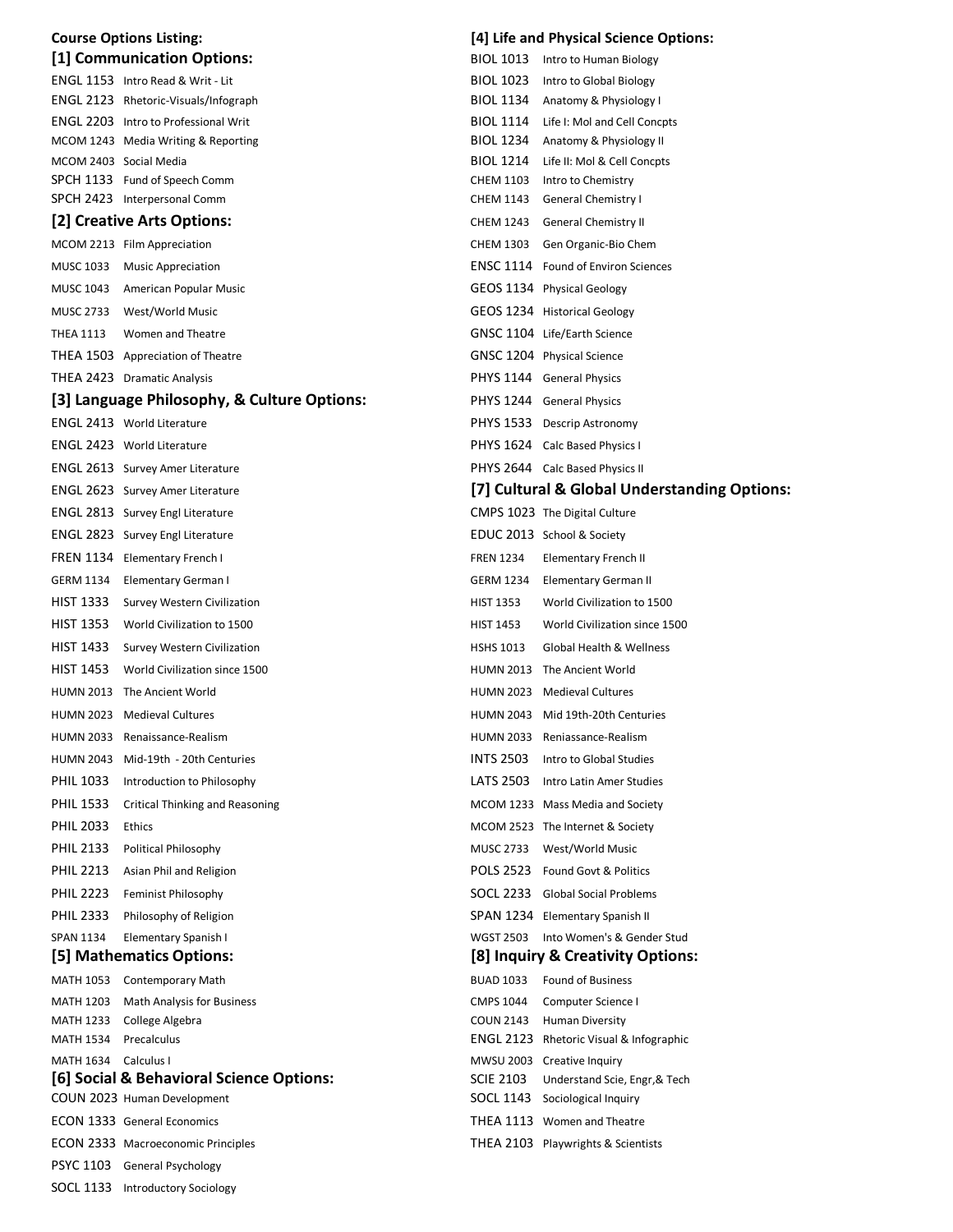**Course Options Listing:**

### [1] Communication Options:

- ENGL 1153 Intro Read & Writ - Lit
- ENGL 2123 Rhetoric-Visuals/Infograph
- ENGL 2203 Intro to Professional Writ
- MCOM 1243 Media Writing & Reporting
- MCOM 2403 Social Media
- SPCH 1133 Fund of Speech Comm
- SPCH 2423 Interpersonal Comm

### [2] Creative Arts Options:

- MCOM 2213 Film Appreciation
- MUSC 1033 Music Appreciation
- MUSC 1043 American Popular Music
- MUSC 2733 West/World Music
- THEA 1113 Women and Theatre
- THEA 1503 Appreciation of Theatre
- THEA 2423 Dramatic Analysis

### [3] Language Philosophy, & Culture Options:

- ENGL 2413 World Literature
- ENGL 2423 World Literature
- ENGL 2613 Survey Amer Literature
- ENGL 2623 Survey Amer Literature
- ENGL 2813 Survey Engl Literature
- ENGL 2823 Survey Engl Literature
- FREN 1134 Elementary French I
- GERM 1134 Elementary German I
- HIST 1333 Survey Western Civilization
- HIST 1353 World Civilization to 1500
- HIST 1433 Survey Western Civilization
- HIST 1453 World Civilization since 1500
- HUMN 2013 The Ancient World
- HUMN 2023 Medieval Cultures
- HUMN 2033 Renaissance-Realism
- HUMN 2043 Mid-19th - 20th Centuries
- PHIL 1033 Introduction to Philosophy
- PHIL 1533 Critical Thinking and Reasoning
- PHIL 2033 Ethics
- PHIL 2133 Political Philosophy
- PHIL 2213 Asian Phil and Religion
- PHIL 2223 Feminist Philosophy
- PHIL 2333 Philosophy of Religion
- SPAN 1134 Elementary Spanish I

### [5] Mathematics Options:

- MATH 1053 Contemporary Math
- MATH 1203 Math Analysis for Business
- MATH 1233 College Algebra
- MATH 1534 Precalculus
- MATH 1634 Calculus I

### [6] Social & Behavioral Science Options:

- COUN 2023 Human Development
- ECON 1333 General Economics
- ECON 2333 Macroeconomic Principles
- PSYC 1103 General Psychology
- SOCL 1133 Introductory Sociology

### [4] Life and Physical Science Options:

- BIOL 1013 Intro to Human Biology
- BIOL 1023 Intro to Global Biology
- BIOL 1134 Anatomy & Physiology I
- BIOL 1114 Life I: Mol and Cell Concpts
- BIOL 1234 Anatomy & Physiology II
- BIOL 1214 Life II: Mol & Cell Concpts
- CHEM 1103 Intro to Chemistry
- CHEM 1143 General Chemistry I
- CHEM 1243 General Chemistry II
- CHEM 1303 Gen Organic-Bio Chem
- ENSC 1114 Found of Environ Sciences
- GEOS 1134 Physical Geology
- GEOS 1234 Historical Geology
- GNSC 1104 Life/Earth Science
- GNSC 1204 Physical Science
- PHYS 1144 General Physics
- PHYS 1244 General Physics
- PHYS 1533 Descrip Astronomy
- PHYS 1624 Calc Based Physics I
- PHYS 2644 Calc Based Physics II

### [7] Cultural & Global Understanding Options:

- CMPS 1023 The Digital Culture
- EDUC 2013 School & Society
- FREN 1234 Elementary French II
- GERM 1234 Elementary German II
- HIST 1353 World Civilization to 1500
- HIST 1453 World Civilization since 1500
- HSHS 1013 Global Health & Wellness
- HUMN 2013 The Ancient World
- HUMN 2023 Medieval Cultures
- HUMN 2043 Mid 19th-20th Centuries
- HUMN 2033 Reniassance-Realism
- INTS 2503 Intro to Global Studies
- LATS 2503 Intro Latin Amer Studies
- MCOM 1233 Mass Media and Society
- MCOM 2523 The Internet & Society
- MUSC 2733 West/World Music
- POLS 2523 Found Govt & Politics
- SOCL 2233 Global Social Problems
- SPAN 1234 Elementary Spanish II
- WGST 2503 Into Women's & Gender Stud

### [8] Inquiry & Creativity Options:

- BUAD 1033 Found of Business
- CMPS 1044 Computer Science I
- COUN 2143 Human Diversity
- ENGL 2123 Rhetoric Visual & Infographic
- MWSU 2003 Creative Inquiry
- SCIE 2103 Understand Scie, Engr,& Tech
- SOCL 1143 Sociological Inquiry
- THEA 1113 Women and Theatre
- THEA 2103 Playwrights & Scientists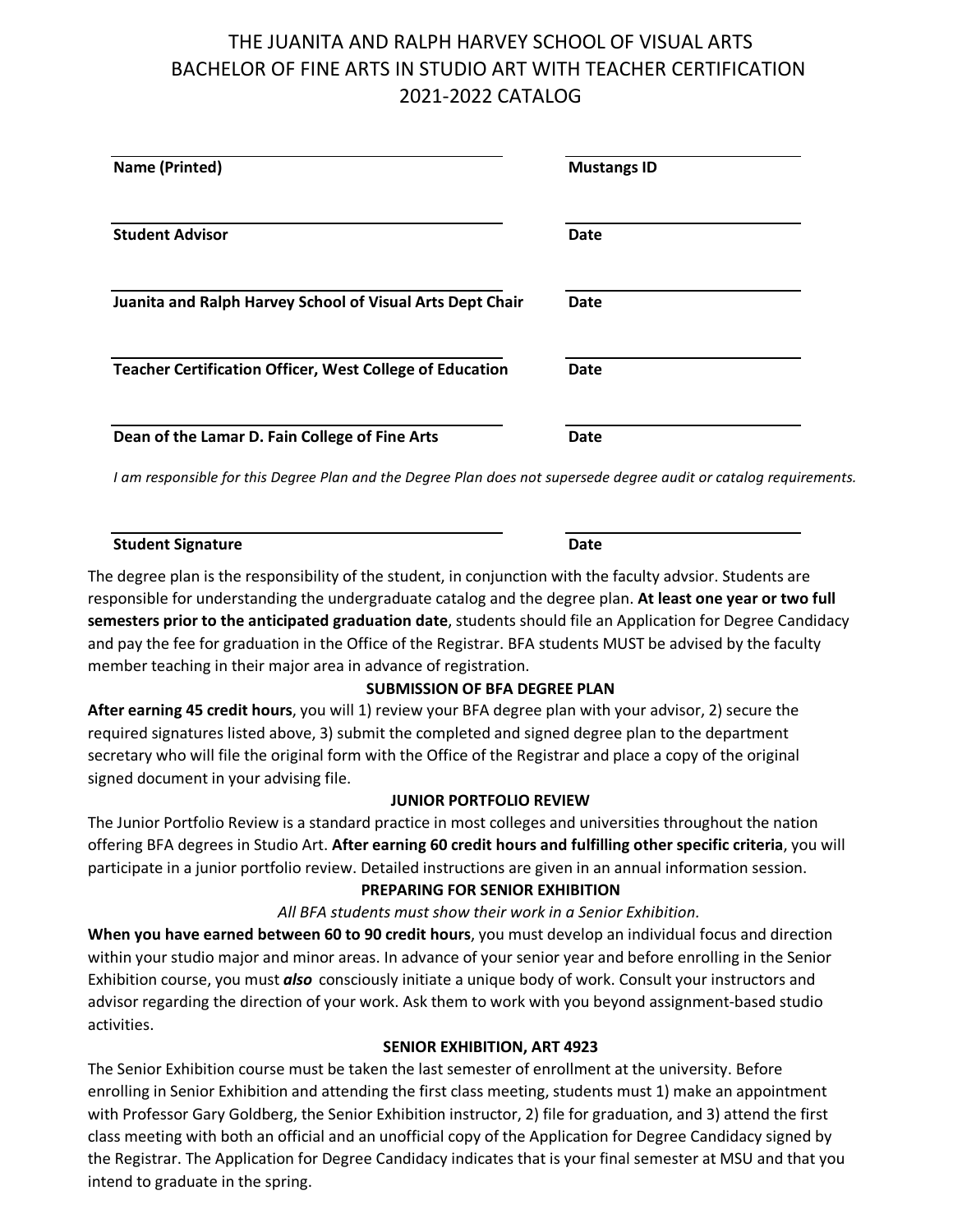# THE JUANITA AND RALPH HARVEY SCHOOL OF VISUAL ARTS
# BACHELOR OF FINE ARTS IN STUDIO ART WITH TEACHER CERTIFICATION
# 2021-2022 CATALOG

| | |
|---|---|
| **Name (Printed)** | **Mustangs ID** |
| **Student Advisor** | **Date** |
| **Juanita and Ralph Harvey School of Visual Arts Dept Chair** | **Date** |
| **Teacher Certification Officer, West College of Education** | **Date** |
| **Dean of the Lamar D. Fain College of Fine Arts** | **Date** |

*I am responsible for this Degree Plan and the Degree Plan does not supersede degree audit or catalog requirements.*

| | |
|---|---|
| **Student Signature** | **Date** |

The degree plan is the responsibility of the student, in conjunction with the faculty advsior. Students are responsible for understanding the undergraduate catalog and the degree plan. **At least one year or two full semesters prior to the anticipated graduation date**, students should file an Application for Degree Candidacy and pay the fee for graduation in the Office of the Registrar. BFA students MUST be advised by the faculty member teaching in their major area in advance of registration.

### SUBMISSION OF BFA DEGREE PLAN

**After earning 45 credit hours**, you will 1) review your BFA degree plan with your advisor, 2) secure the required signatures listed above, 3) submit the completed and signed degree plan to the department secretary who will file the original form with the Office of the Registrar and place a copy of the original signed document in your advising file.

### JUNIOR PORTFOLIO REVIEW

The Junior Portfolio Review is a standard practice in most colleges and universities throughout the nation offering BFA degrees in Studio Art. **After earning 60 credit hours and fulfilling other specific criteria**, you will participate in a junior portfolio review. Detailed instructions are given in an annual information session.

### PREPARING FOR SENIOR EXHIBITION

*All BFA students must show their work in a Senior Exhibition.*

**When you have earned between 60 to 90 credit hours**, you must develop an individual focus and direction within your studio major and minor areas. In advance of your senior year and before enrolling in the Senior Exhibition course, you must ***also*** consciously initiate a unique body of work. Consult your instructors and advisor regarding the direction of your work. Ask them to work with you beyond assignment-based studio activities.

### SENIOR EXHIBITION, ART 4923

The Senior Exhibition course must be taken the last semester of enrollment at the university. Before enrolling in Senior Exhibition and attending the first class meeting, students must 1) make an appointment with Professor Gary Goldberg, the Senior Exhibition instructor, 2) file for graduation, and 3) attend the first class meeting with both an official and an unofficial copy of the Application for Degree Candidacy signed by the Registrar. The Application for Degree Candidacy indicates that is your final semester at MSU and that you intend to graduate in the spring.